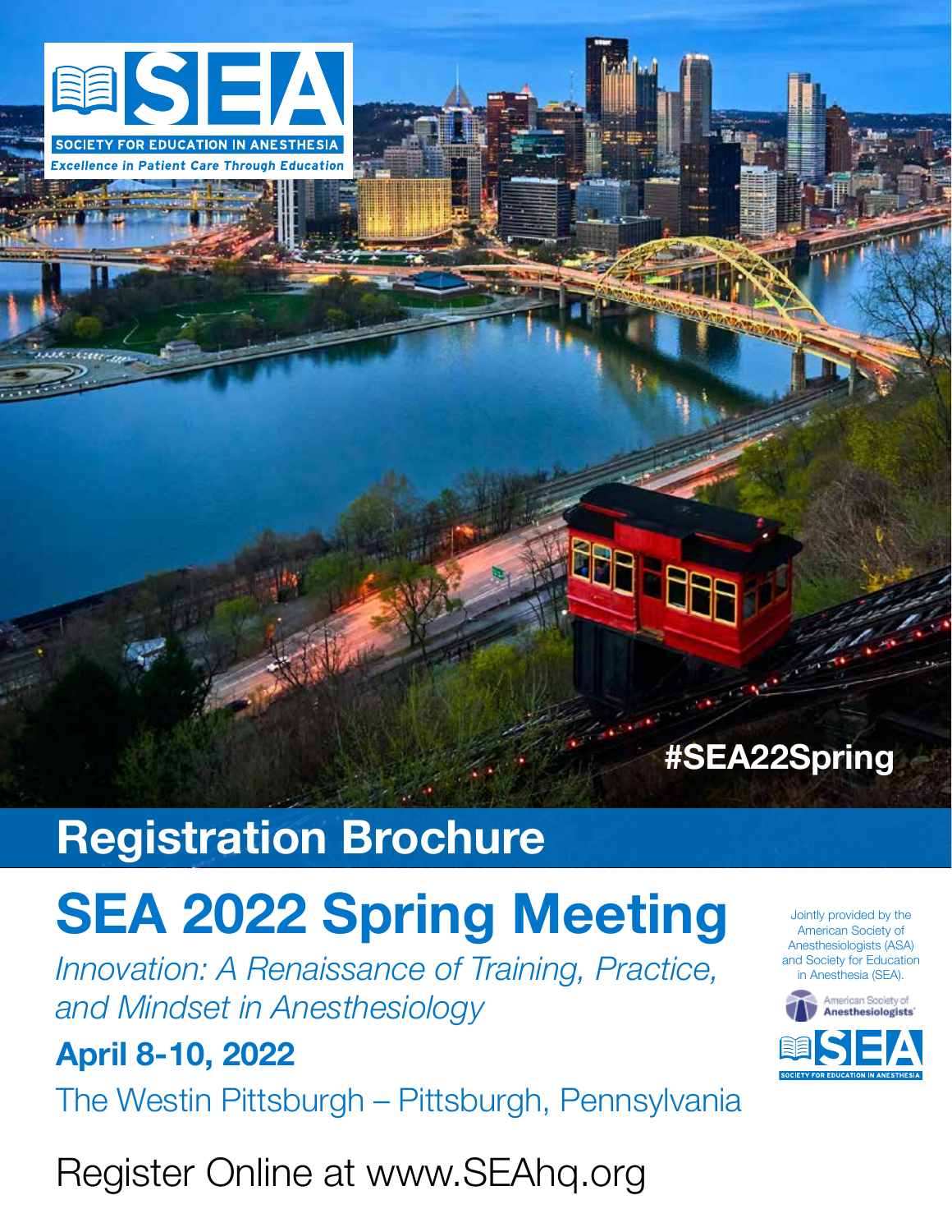SEA

SOCIETY FOR EDUCATION IN ANESTHESIA

*Excellence in Patient Care Through Education*

#SEA22Spring

## Registration Brochure

# SEA 2022 Spring Meeting

*Innovation: A Renaissance of Training, Practice, and Mindset in Anesthesiology*

**April 8-10, 2022**

The Westin Pittsburgh – Pittsburgh, Pennsylvania

Jointly provided by the American Society of Anesthesiologists (ASA) and Society for Education in Anesthesia (SEA).

American Society of Anesthesiologists

SEA

SOCIETY FOR EDUCATION IN ANESTHESIA

Register Online at www.SEAhq.org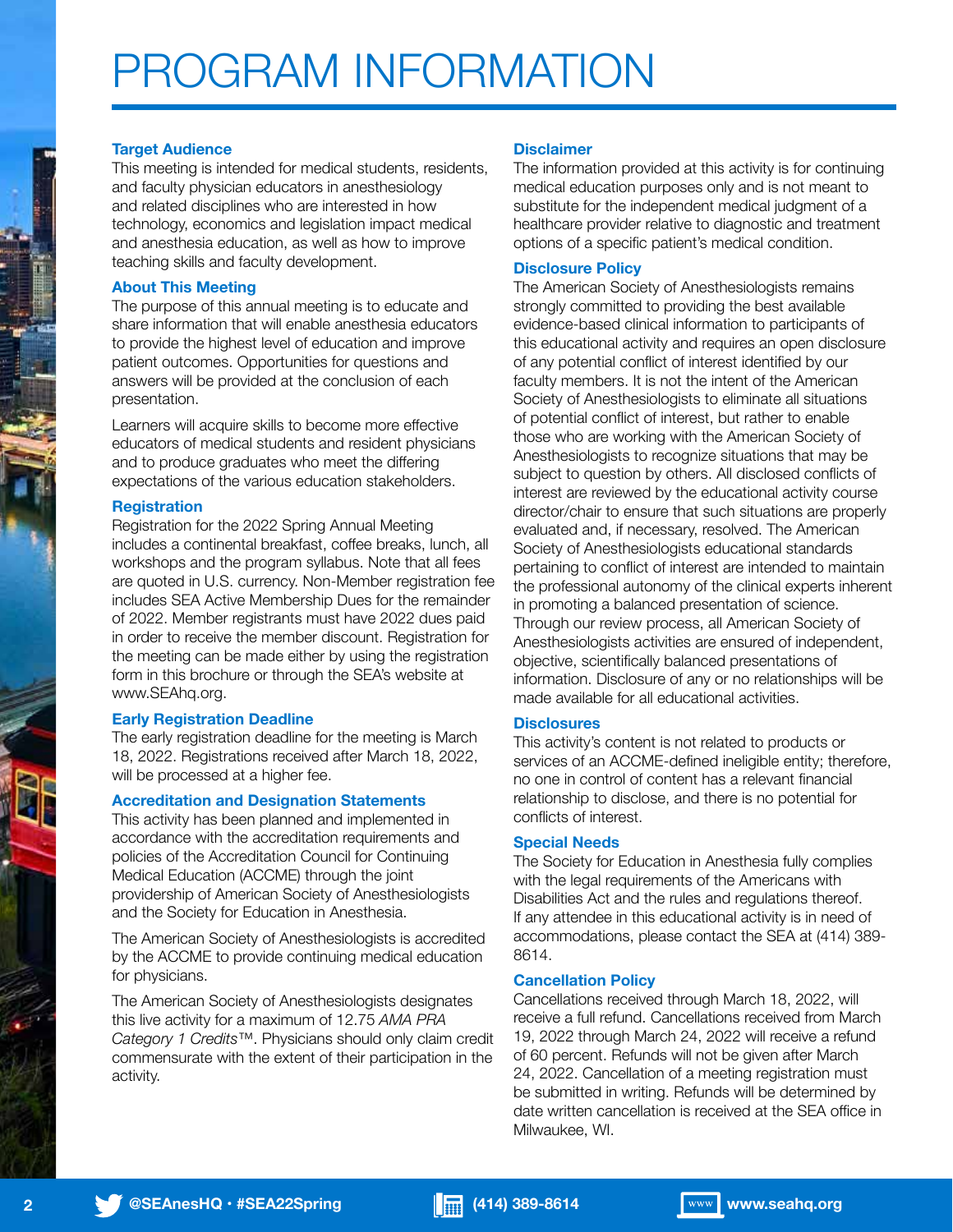# PROGRAM INFORMATION

### Target Audience

This meeting is intended for medical students, residents, and faculty physician educators in anesthesiology and related disciplines who are interested in how technology, economics and legislation impact medical and anesthesia education, as well as how to improve teaching skills and faculty development.

### About This Meeting

The purpose of this annual meeting is to educate and share information that will enable anesthesia educators to provide the highest level of education and improve patient outcomes. Opportunities for questions and answers will be provided at the conclusion of each presentation.

Learners will acquire skills to become more effective educators of medical students and resident physicians and to produce graduates who meet the differing expectations of the various education stakeholders.

### Registration

Registration for the 2022 Spring Annual Meeting includes a continental breakfast, coffee breaks, lunch, all workshops and the program syllabus. Note that all fees are quoted in U.S. currency. Non-Member registration fee includes SEA Active Membership Dues for the remainder of 2022. Member registrants must have 2022 dues paid in order to receive the member discount. Registration for the meeting can be made either by using the registration form in this brochure or through the SEA's website at www.SEAhq.org.

### Early Registration Deadline

The early registration deadline for the meeting is March 18, 2022. Registrations received after March 18, 2022, will be processed at a higher fee.

### Accreditation and Designation Statements

This activity has been planned and implemented in accordance with the accreditation requirements and policies of the Accreditation Council for Continuing Medical Education (ACCME) through the joint providership of American Society of Anesthesiologists and the Society for Education in Anesthesia.

The American Society of Anesthesiologists is accredited by the ACCME to provide continuing medical education for physicians.

The American Society of Anesthesiologists designates this live activity for a maximum of 12.75 *AMA PRA Category 1 Credits*™. Physicians should only claim credit commensurate with the extent of their participation in the activity.

### Disclaimer

The information provided at this activity is for continuing medical education purposes only and is not meant to substitute for the independent medical judgment of a healthcare provider relative to diagnostic and treatment options of a specific patient's medical condition.

### Disclosure Policy

The American Society of Anesthesiologists remains strongly committed to providing the best available evidence-based clinical information to participants of this educational activity and requires an open disclosure of any potential conflict of interest identified by our faculty members. It is not the intent of the American Society of Anesthesiologists to eliminate all situations of potential conflict of interest, but rather to enable those who are working with the American Society of Anesthesiologists to recognize situations that may be subject to question by others. All disclosed conflicts of interest are reviewed by the educational activity course director/chair to ensure that such situations are properly evaluated and, if necessary, resolved. The American Society of Anesthesiologists educational standards pertaining to conflict of interest are intended to maintain the professional autonomy of the clinical experts inherent in promoting a balanced presentation of science. Through our review process, all American Society of Anesthesiologists activities are ensured of independent, objective, scientifically balanced presentations of information. Disclosure of any or no relationships will be made available for all educational activities.

### Disclosures

This activity's content is not related to products or services of an ACCME-defined ineligible entity; therefore, no one in control of content has a relevant financial relationship to disclose, and there is no potential for conflicts of interest.

### Special Needs

The Society for Education in Anesthesia fully complies with the legal requirements of the Americans with Disabilities Act and the rules and regulations thereof. If any attendee in this educational activity is in need of accommodations, please contact the SEA at (414) 389-8614.

### Cancellation Policy

Cancellations received through March 18, 2022, will receive a full refund. Cancellations received from March 19, 2022 through March 24, 2022 will receive a refund of 60 percent. Refunds will not be given after March 24, 2022. Cancellation of a meeting registration must be submitted in writing. Refunds will be determined by date written cancellation is received at the SEA office in Milwaukee, WI.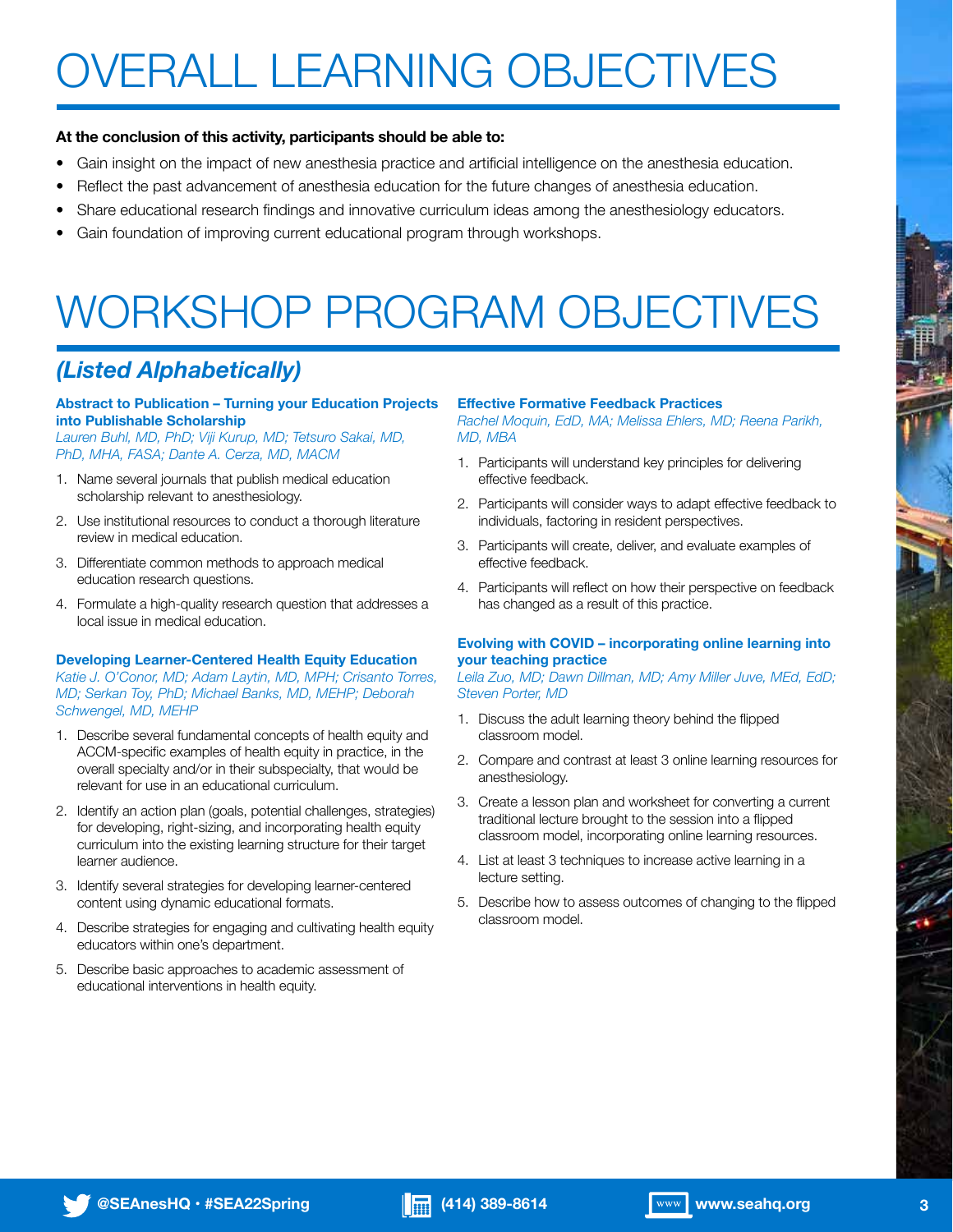# OVERALL LEARNING OBJECTIVES

**At the conclusion of this activity, participants should be able to:**

- Gain insight on the impact of new anesthesia practice and artificial intelligence on the anesthesia education.
- Reflect the past advancement of anesthesia education for the future changes of anesthesia education.
- Share educational research findings and innovative curriculum ideas among the anesthesiology educators.
- Gain foundation of improving current educational program through workshops.

# WORKSHOP PROGRAM OBJECTIVES

## *(Listed Alphabetically)*

### Abstract to Publication – Turning your Education Projects into Publishable Scholarship

*Lauren Buhl, MD, PhD; Viji Kurup, MD; Tetsuro Sakai, MD, PhD, MHA, FASA; Dante A. Cerza, MD, MACM*

1. Name several journals that publish medical education scholarship relevant to anesthesiology.
2. Use institutional resources to conduct a thorough literature review in medical education.
3. Differentiate common methods to approach medical education research questions.
4. Formulate a high-quality research question that addresses a local issue in medical education.

### Developing Learner-Centered Health Equity Education

*Katie J. O'Conor, MD; Adam Laytin, MD, MPH; Crisanto Torres, MD; Serkan Toy, PhD; Michael Banks, MD, MEHP; Deborah Schwengel, MD, MEHP*

1. Describe several fundamental concepts of health equity and ACCM-specific examples of health equity in practice, in the overall specialty and/or in their subspecialty, that would be relevant for use in an educational curriculum.
2. Identify an action plan (goals, potential challenges, strategies) for developing, right-sizing, and incorporating health equity curriculum into the existing learning structure for their target learner audience.
3. Identify several strategies for developing learner-centered content using dynamic educational formats.
4. Describe strategies for engaging and cultivating health equity educators within one's department.
5. Describe basic approaches to academic assessment of educational interventions in health equity.

### Effective Formative Feedback Practices

*Rachel Moquin, EdD, MA; Melissa Ehlers, MD; Reena Parikh, MD, MBA*

1. Participants will understand key principles for delivering effective feedback.
2. Participants will consider ways to adapt effective feedback to individuals, factoring in resident perspectives.
3. Participants will create, deliver, and evaluate examples of effective feedback.
4. Participants will reflect on how their perspective on feedback has changed as a result of this practice.

### Evolving with COVID – incorporating online learning into your teaching practice

*Leila Zuo, MD; Dawn Dillman, MD; Amy Miller Juve, MEd, EdD; Steven Porter, MD*

1. Discuss the adult learning theory behind the flipped classroom model.
2. Compare and contrast at least 3 online learning resources for anesthesiology.
3. Create a lesson plan and worksheet for converting a current traditional lecture brought to the session into a flipped classroom model, incorporating online learning resources.
4. List at least 3 techniques to increase active learning in a lecture setting.
5. Describe how to assess outcomes of changing to the flipped classroom model.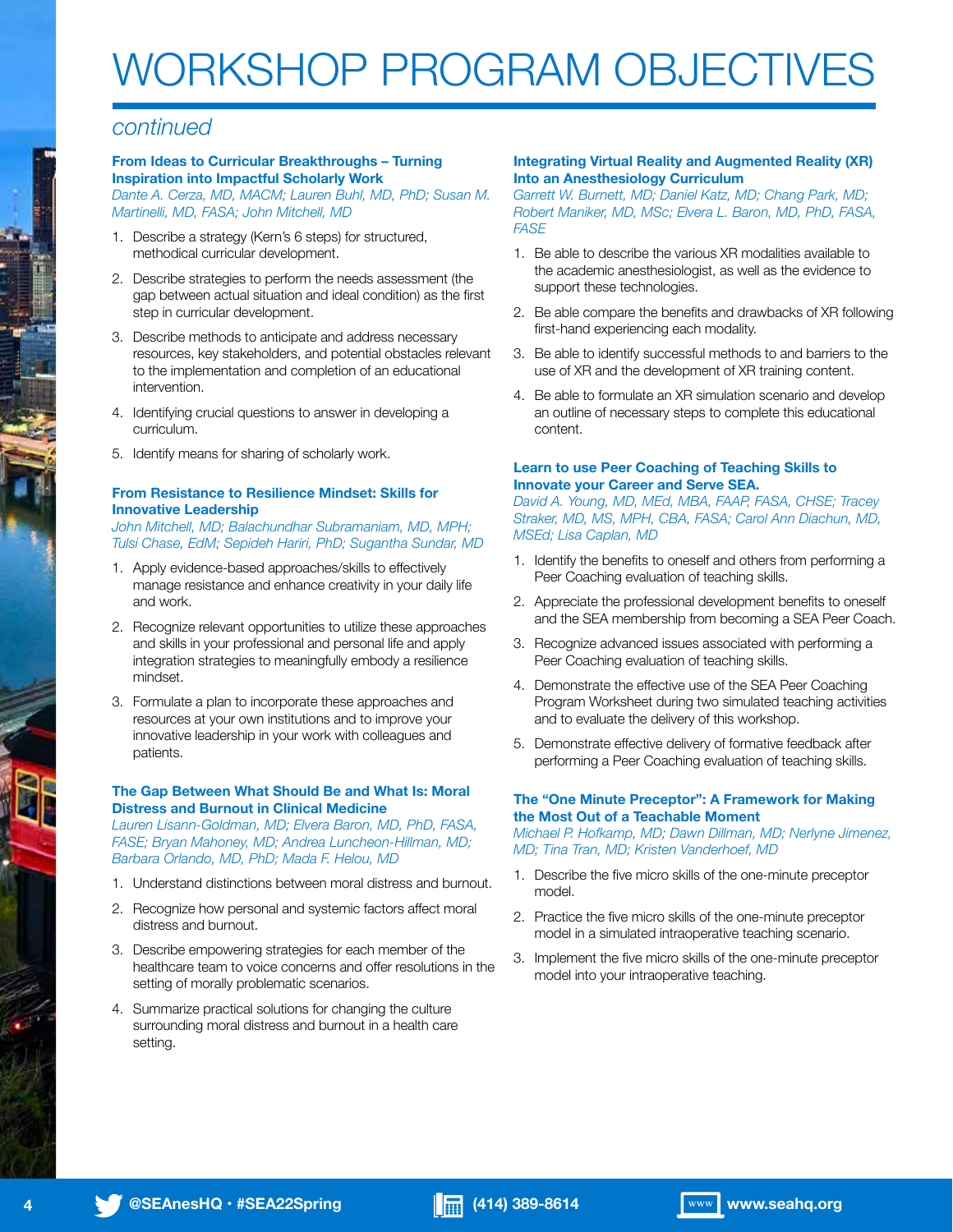# WORKSHOP PROGRAM OBJECTIVES

*continued*

### From Ideas to Curricular Breakthroughs – Turning Inspiration into Impactful Scholarly Work

*Dante A. Cerza, MD, MACM; Lauren Buhl, MD, PhD; Susan M. Martinelli, MD, FASA; John Mitchell, MD*

1. Describe a strategy (Kern's 6 steps) for structured, methodical curricular development.
2. Describe strategies to perform the needs assessment (the gap between actual situation and ideal condition) as the first step in curricular development.
3. Describe methods to anticipate and address necessary resources, key stakeholders, and potential obstacles relevant to the implementation and completion of an educational intervention.
4. Identifying crucial questions to answer in developing a curriculum.
5. Identify means for sharing of scholarly work.

### From Resistance to Resilience Mindset: Skills for Innovative Leadership

*John Mitchell, MD; Balachundhar Subramaniam, MD, MPH; Tulsi Chase, EdM; Sepideh Hariri, PhD; Sugantha Sundar, MD*

1. Apply evidence-based approaches/skills to effectively manage resistance and enhance creativity in your daily life and work.
2. Recognize relevant opportunities to utilize these approaches and skills in your professional and personal life and apply integration strategies to meaningfully embody a resilience mindset.
3. Formulate a plan to incorporate these approaches and resources at your own institutions and to improve your innovative leadership in your work with colleagues and patients.

### The Gap Between What Should Be and What Is: Moral Distress and Burnout in Clinical Medicine

*Lauren Lisann-Goldman, MD; Elvera Baron, MD, PhD, FASA, FASE; Bryan Mahoney, MD; Andrea Luncheon-Hillman, MD; Barbara Orlando, MD, PhD; Mada F. Helou, MD*

1. Understand distinctions between moral distress and burnout.
2. Recognize how personal and systemic factors affect moral distress and burnout.
3. Describe empowering strategies for each member of the healthcare team to voice concerns and offer resolutions in the setting of morally problematic scenarios.
4. Summarize practical solutions for changing the culture surrounding moral distress and burnout in a health care setting.

### Integrating Virtual Reality and Augmented Reality (XR) Into an Anesthesiology Curriculum

*Garrett W. Burnett, MD; Daniel Katz, MD; Chang Park, MD; Robert Maniker, MD, MSc; Elvera L. Baron, MD, PhD, FASA, FASE*

1. Be able to describe the various XR modalities available to the academic anesthesiologist, as well as the evidence to support these technologies.
2. Be able compare the benefits and drawbacks of XR following first-hand experiencing each modality.
3. Be able to identify successful methods to and barriers to the use of XR and the development of XR training content.
4. Be able to formulate an XR simulation scenario and develop an outline of necessary steps to complete this educational content.

### Learn to use Peer Coaching of Teaching Skills to Innovate your Career and Serve SEA.

*David A. Young, MD, MEd, MBA, FAAP, FASA, CHSE; Tracey Straker, MD, MS, MPH, CBA, FASA; Carol Ann Diachun, MD, MSEd; Lisa Caplan, MD*

1. Identify the benefits to oneself and others from performing a Peer Coaching evaluation of teaching skills.
2. Appreciate the professional development benefits to oneself and the SEA membership from becoming a SEA Peer Coach.
3. Recognize advanced issues associated with performing a Peer Coaching evaluation of teaching skills.
4. Demonstrate the effective use of the SEA Peer Coaching Program Worksheet during two simulated teaching activities and to evaluate the delivery of this workshop.
5. Demonstrate effective delivery of formative feedback after performing a Peer Coaching evaluation of teaching skills.

### The "One Minute Preceptor": A Framework for Making the Most Out of a Teachable Moment

*Michael P. Hofkamp, MD; Dawn Dillman, MD; Nerlyne Jimenez, MD; Tina Tran, MD; Kristen Vanderhoef, MD*

1. Describe the five micro skills of the one-minute preceptor model.
2. Practice the five micro skills of the one-minute preceptor model in a simulated intraoperative teaching scenario.
3. Implement the five micro skills of the one-minute preceptor model into your intraoperative teaching.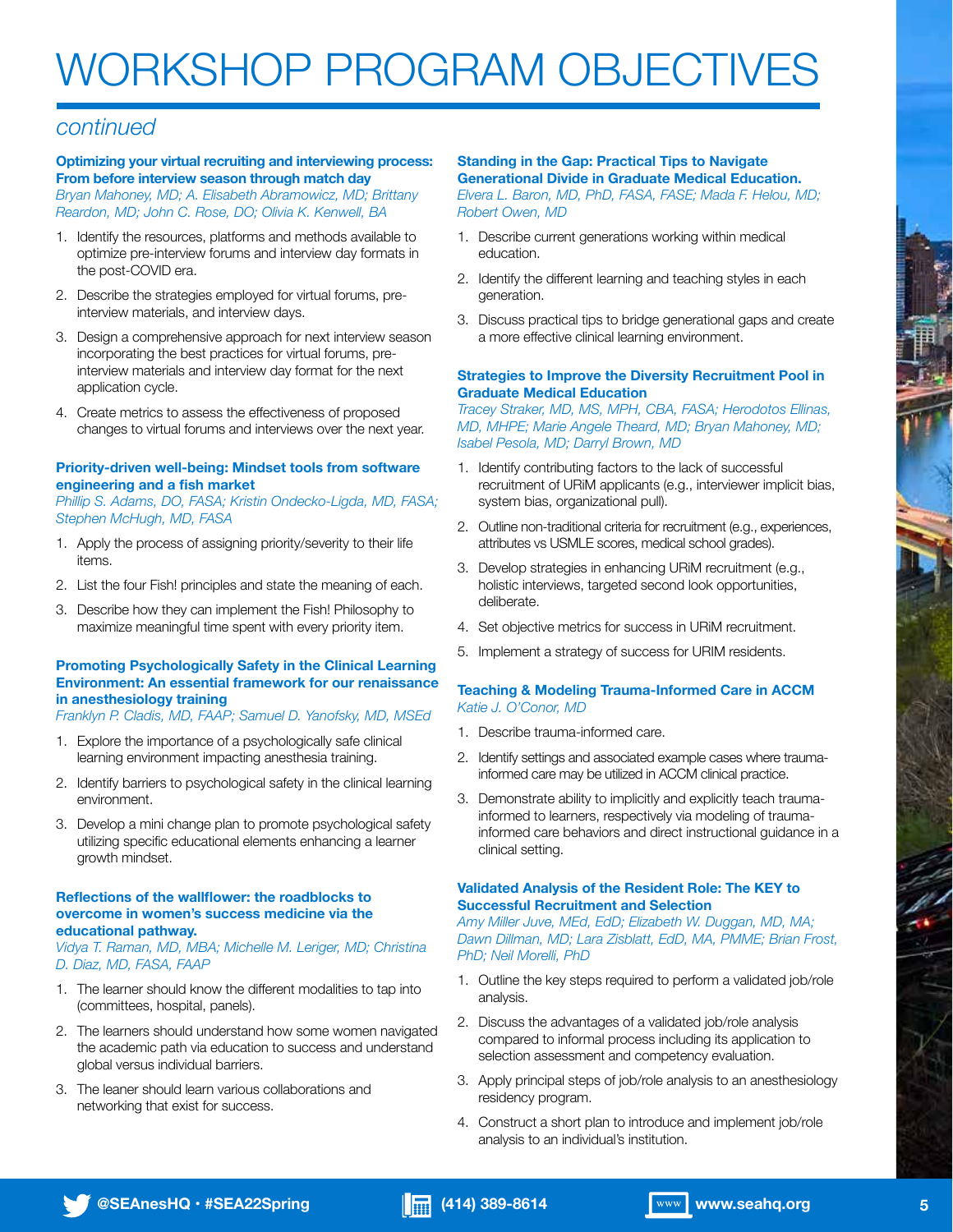# WORKSHOP PROGRAM OBJECTIVES

*continued*

### Optimizing your virtual recruiting and interviewing process: From before interview season through match day

*Bryan Mahoney, MD; A. Elisabeth Abramowicz, MD; Brittany Reardon, MD; John C. Rose, DO; Olivia K. Kenwell, BA*

1. Identify the resources, platforms and methods available to optimize pre-interview forums and interview day formats in the post-COVID era.
2. Describe the strategies employed for virtual forums, pre-interview materials, and interview days.
3. Design a comprehensive approach for next interview season incorporating the best practices for virtual forums, pre-interview materials and interview day format for the next application cycle.
4. Create metrics to assess the effectiveness of proposed changes to virtual forums and interviews over the next year.

### Priority-driven well-being: Mindset tools from software engineering and a fish market

*Phillip S. Adams, DO, FASA; Kristin Ondecko-Ligda, MD, FASA; Stephen McHugh, MD, FASA*

1. Apply the process of assigning priority/severity to their life items.
2. List the four Fish! principles and state the meaning of each.
3. Describe how they can implement the Fish! Philosophy to maximize meaningful time spent with every priority item.

### Promoting Psychologically Safety in the Clinical Learning Environment: An essential framework for our renaissance in anesthesiology training

*Franklyn P. Cladis, MD, FAAP; Samuel D. Yanofsky, MD, MSEd*

1. Explore the importance of a psychologically safe clinical learning environment impacting anesthesia training.
2. Identify barriers to psychological safety in the clinical learning environment.
3. Develop a mini change plan to promote psychological safety utilizing specific educational elements enhancing a learner growth mindset.

### Reflections of the wallflower: the roadblocks to overcome in women's success medicine via the educational pathway.

*Vidya T. Raman, MD, MBA; Michelle M. Leriger, MD; Christina D. Diaz, MD, FASA, FAAP*

1. The learner should know the different modalities to tap into (committees, hospital, panels).
2. The learners should understand how some women navigated the academic path via education to success and understand global versus individual barriers.
3. The leaner should learn various collaborations and networking that exist for success.

### Standing in the Gap: Practical Tips to Navigate Generational Divide in Graduate Medical Education.

*Elvera L. Baron, MD, PhD, FASA, FASE; Mada F. Helou, MD; Robert Owen, MD*

1. Describe current generations working within medical education.
2. Identify the different learning and teaching styles in each generation.
3. Discuss practical tips to bridge generational gaps and create a more effective clinical learning environment.

### Strategies to Improve the Diversity Recruitment Pool in Graduate Medical Education

*Tracey Straker, MD, MS, MPH, CBA, FASA; Herodotos Ellinas, MD, MHPE; Marie Angele Theard, MD; Bryan Mahoney, MD; Isabel Pesola, MD; Darryl Brown, MD*

1. Identify contributing factors to the lack of successful recruitment of URiM applicants (e.g., interviewer implicit bias, system bias, organizational pull).
2. Outline non-traditional criteria for recruitment (e.g., experiences, attributes vs USMLE scores, medical school grades).
3. Develop strategies in enhancing URiM recruitment (e.g., holistic interviews, targeted second look opportunities, deliberate.
4. Set objective metrics for success in URiM recruitment.
5. Implement a strategy of success for URIM residents.

### Teaching & Modeling Trauma-Informed Care in ACCM

*Katie J. O'Conor, MD*

1. Describe trauma-informed care.
2. Identify settings and associated example cases where trauma-informed care may be utilized in ACCM clinical practice.
3. Demonstrate ability to implicitly and explicitly teach trauma-informed to learners, respectively via modeling of trauma-informed care behaviors and direct instructional guidance in a clinical setting.

### Validated Analysis of the Resident Role: The KEY to Successful Recruitment and Selection

*Amy Miller Juve, MEd, EdD; Elizabeth W. Duggan, MD, MA; Dawn Dillman, MD; Lara Zisblatt, EdD, MA, PMME; Brian Frost, PhD; Neil Morelli, PhD*

1. Outline the key steps required to perform a validated job/role analysis.
2. Discuss the advantages of a validated job/role analysis compared to informal process including its application to selection assessment and competency evaluation.
3. Apply principal steps of job/role analysis to an anesthesiology residency program.
4. Construct a short plan to introduce and implement job/role analysis to an individual's institution.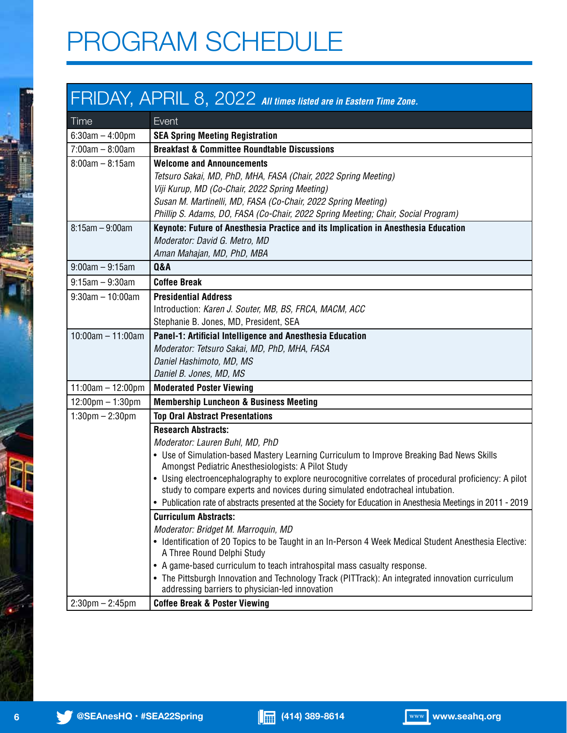# PROGRAM SCHEDULE

## FRIDAY, APRIL 8, 2022 *All times listed are in Eastern Time Zone.*

| Time | Event |
|---|---|
| 6:30am – 4:00pm | **SEA Spring Meeting Registration** |
| 7:00am – 8:00am | **Breakfast & Committee Roundtable Discussions** |
| 8:00am – 8:15am | **Welcome and Announcements**<br>*Tetsuro Sakai, MD, PhD, MHA, FASA (Chair, 2022 Spring Meeting)*<br>*Viji Kurup, MD (Co-Chair, 2022 Spring Meeting)*<br>*Susan M. Martinelli, MD, FASA (Co-Chair, 2022 Spring Meeting)*<br>*Phillip S. Adams, DO, FASA (Co-Chair, 2022 Spring Meeting; Chair, Social Program)* |
| 8:15am – 9:00am | **Keynote: Future of Anesthesia Practice and its Implication in Anesthesia Education**<br>*Moderator: David G. Metro, MD*<br>*Aman Mahajan, MD, PhD, MBA* |
| 9:00am – 9:15am | **Q&A** |
| 9:15am – 9:30am | **Coffee Break** |
| 9:30am – 10:00am | **Presidential Address**<br>Introduction: *Karen J. Souter, MB, BS, FRCA, MACM, ACC*<br>Stephanie B. Jones, MD, President, SEA |
| 10:00am – 11:00am | **Panel-1: Artificial Intelligence and Anesthesia Education**<br>*Moderator: Tetsuro Sakai, MD, PhD, MHA, FASA*<br>*Daniel Hashimoto, MD, MS*<br>*Daniel B. Jones, MD, MS* |
| 11:00am – 12:00pm | **Moderated Poster Viewing** |
| 12:00pm – 1:30pm | **Membership Luncheon & Business Meeting** |
| 1:30pm – 2:30pm | **Top Oral Abstract Presentations** |
| | **Research Abstracts:**<br>*Moderator: Lauren Buhl, MD, PhD*<br>• Use of Simulation-based Mastery Learning Curriculum to Improve Breaking Bad News Skills Amongst Pediatric Anesthesiologists: A Pilot Study<br>• Using electroencephalography to explore neurocognitive correlates of procedural proficiency: A pilot study to compare experts and novices during simulated endotracheal intubation.<br>• Publication rate of abstracts presented at the Society for Education in Anesthesia Meetings in 2011 - 2019 |
| | **Curriculum Abstracts:**<br>*Moderator: Bridget M. Marroquin, MD*<br>• Identification of 20 Topics to be Taught in an In-Person 4 Week Medical Student Anesthesia Elective: A Three Round Delphi Study<br>• A game-based curriculum to teach intrahospital mass casualty response.<br>• The Pittsburgh Innovation and Technology Track (PITTrack): An integrated innovation curriculum addressing barriers to physician-led innovation |
| 2:30pm – 2:45pm | **Coffee Break & Poster Viewing** |

@SEAnesHQ • #SEA22Spring (414) 389-8614 www.seahq.org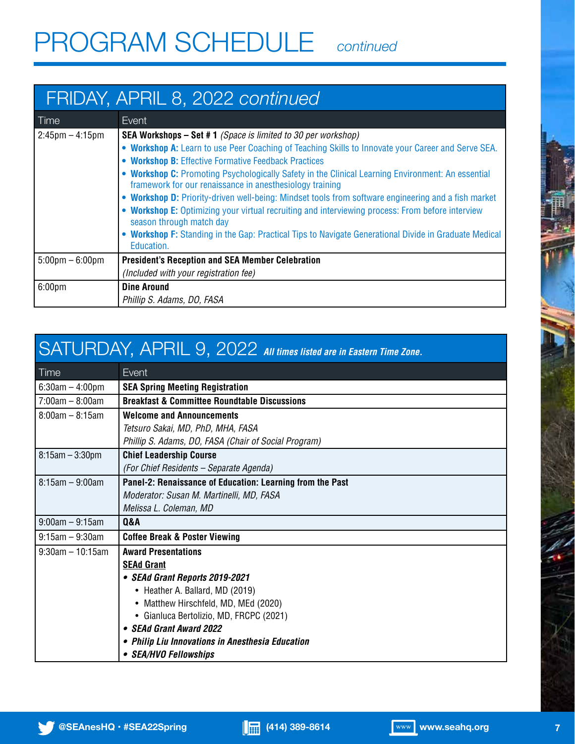# PROGRAM SCHEDULE *continued*

## FRIDAY, APRIL 8, 2022 *continued*

| Time | Event |
|---|---|
| 2:45pm – 4:15pm | **SEA Workshops – Set # 1** *(Space is limited to 30 per workshop)*<br>• **Workshop A:** Learn to use Peer Coaching of Teaching Skills to Innovate your Career and Serve SEA.<br>• **Workshop B:** Effective Formative Feedback Practices<br>• **Workshop C:** Promoting Psychologically Safety in the Clinical Learning Environment: An essential framework for our renaissance in anesthesiology training<br>• **Workshop D:** Priority-driven well-being: Mindset tools from software engineering and a fish market<br>• **Workshop E:** Optimizing your virtual recruiting and interviewing process: From before interview season through match day<br>• **Workshop F:** Standing in the Gap: Practical Tips to Navigate Generational Divide in Graduate Medical Education. |
| 5:00pm – 6:00pm | **President's Reception and SEA Member Celebration**<br>*(Included with your registration fee)* |
| 6:00pm | **Dine Around**<br>*Phillip S. Adams, DO, FASA* |

## SATURDAY, APRIL 9, 2022 *All times listed are in Eastern Time Zone.*

| Time | Event |
|---|---|
| 6:30am – 4:00pm | **SEA Spring Meeting Registration** |
| 7:00am – 8:00am | **Breakfast & Committee Roundtable Discussions** |
| 8:00am – 8:15am | **Welcome and Announcements**<br>*Tetsuro Sakai, MD, PhD, MHA, FASA*<br>*Phillip S. Adams, DO, FASA (Chair of Social Program)* |
| 8:15am – 3:30pm | **Chief Leadership Course**<br>*(For Chief Residents – Separate Agenda)* |
| 8:15am – 9:00am | **Panel-2: Renaissance of Education: Learning from the Past**<br>*Moderator: Susan M. Martinelli, MD, FASA*<br>*Melissa L. Coleman, MD* |
| 9:00am – 9:15am | **Q&A** |
| 9:15am – 9:30am | **Coffee Break & Poster Viewing** |
| 9:30am – 10:15am | **Award Presentations**<br>**SEAd Grant**<br>• ***SEAd Grant Reports 2019-2021***<br>&nbsp;&nbsp;• Heather A. Ballard, MD (2019)<br>&nbsp;&nbsp;• Matthew Hirschfeld, MD, MEd (2020)<br>&nbsp;&nbsp;• Gianluca Bertolizio, MD, FRCPC (2021)<br>• ***SEAd Grant Award 2022***<br>• ***Philip Liu Innovations in Anesthesia Education***<br>• ***SEA/HVO Fellowships*** |

@SEAnesHQ · #SEA22Spring (414) 389-8614 www.seahq.org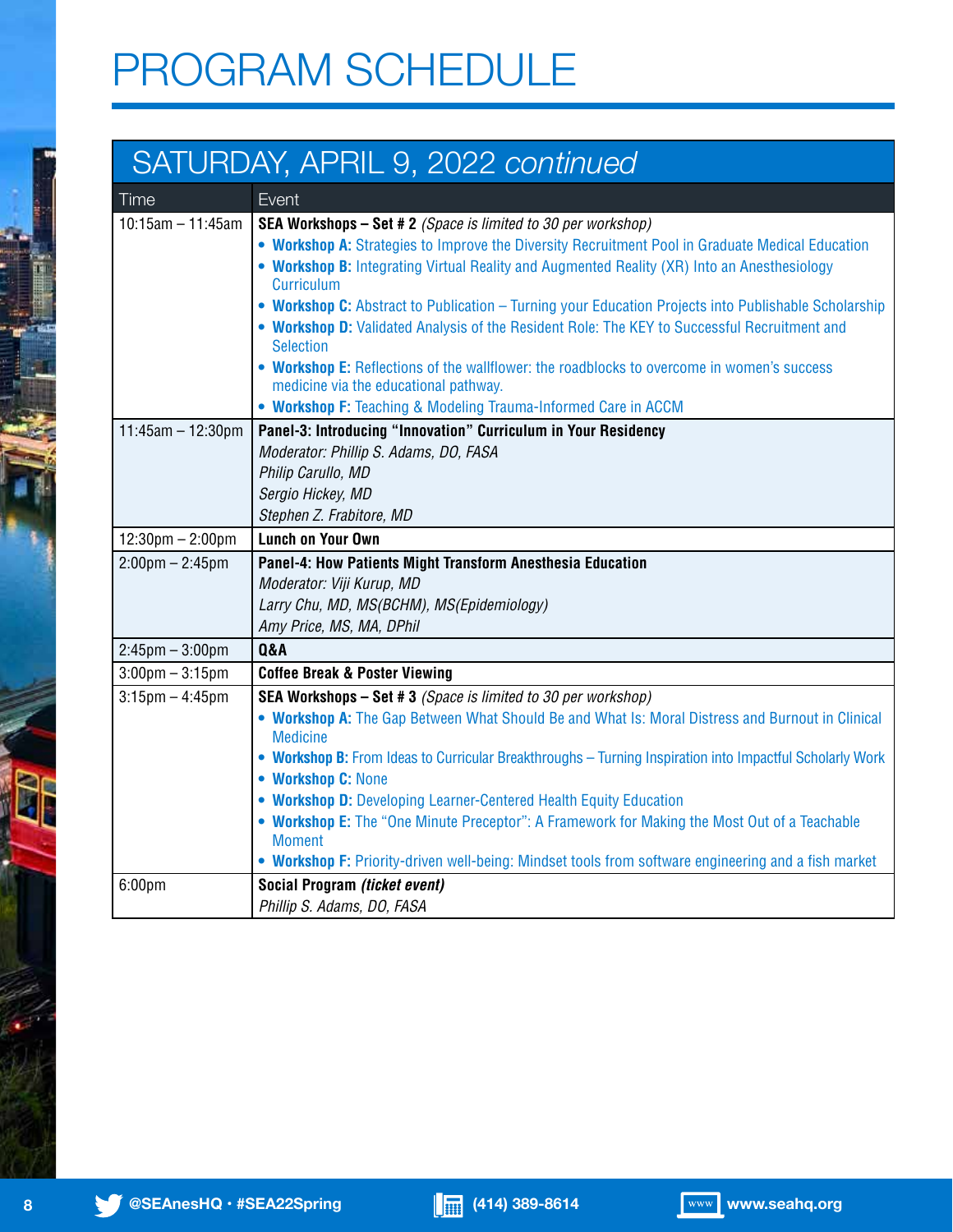# PROGRAM SCHEDULE

| SATURDAY, APRIL 9, 2022 *continued* | |
|---|---|
| **Time** | **Event** |
| 10:15am – 11:45am | **SEA Workshops – Set # 2** *(Space is limited to 30 per workshop)*<br>• **Workshop A:** Strategies to Improve the Diversity Recruitment Pool in Graduate Medical Education<br>• **Workshop B:** Integrating Virtual Reality and Augmented Reality (XR) Into an Anesthesiology Curriculum<br>• **Workshop C:** Abstract to Publication – Turning your Education Projects into Publishable Scholarship<br>• **Workshop D:** Validated Analysis of the Resident Role: The KEY to Successful Recruitment and Selection<br>• **Workshop E:** Reflections of the wallflower: the roadblocks to overcome in women's success medicine via the educational pathway.<br>• **Workshop F:** Teaching & Modeling Trauma-Informed Care in ACCM |
| 11:45am – 12:30pm | **Panel-3: Introducing "Innovation" Curriculum in Your Residency**<br>*Moderator: Phillip S. Adams, DO, FASA*<br>*Philip Carullo, MD*<br>*Sergio Hickey, MD*<br>*Stephen Z. Frabitore, MD* |
| 12:30pm – 2:00pm | **Lunch on Your Own** |
| 2:00pm – 2:45pm | **Panel-4: How Patients Might Transform Anesthesia Education**<br>*Moderator: Viji Kurup, MD*<br>*Larry Chu, MD, MS(BCHM), MS(Epidemiology)*<br>*Amy Price, MS, MA, DPhil* |
| 2:45pm – 3:00pm | **Q&A** |
| 3:00pm – 3:15pm | **Coffee Break & Poster Viewing** |
| 3:15pm – 4:45pm | **SEA Workshops – Set # 3** *(Space is limited to 30 per workshop)*<br>• **Workshop A:** The Gap Between What Should Be and What Is: Moral Distress and Burnout in Clinical Medicine<br>• **Workshop B:** From Ideas to Curricular Breakthroughs – Turning Inspiration into Impactful Scholarly Work<br>• **Workshop C:** None<br>• **Workshop D:** Developing Learner-Centered Health Equity Education<br>• **Workshop E:** The "One Minute Preceptor": A Framework for Making the Most Out of a Teachable Moment<br>• **Workshop F:** Priority-driven well-being: Mindset tools from software engineering and a fish market |
| 6:00pm | **Social Program *(ticket event)***<br>*Phillip S. Adams, DO, FASA* |

@SEAnesHQ • #SEA22Spring (414) 389-8614 www.seahq.org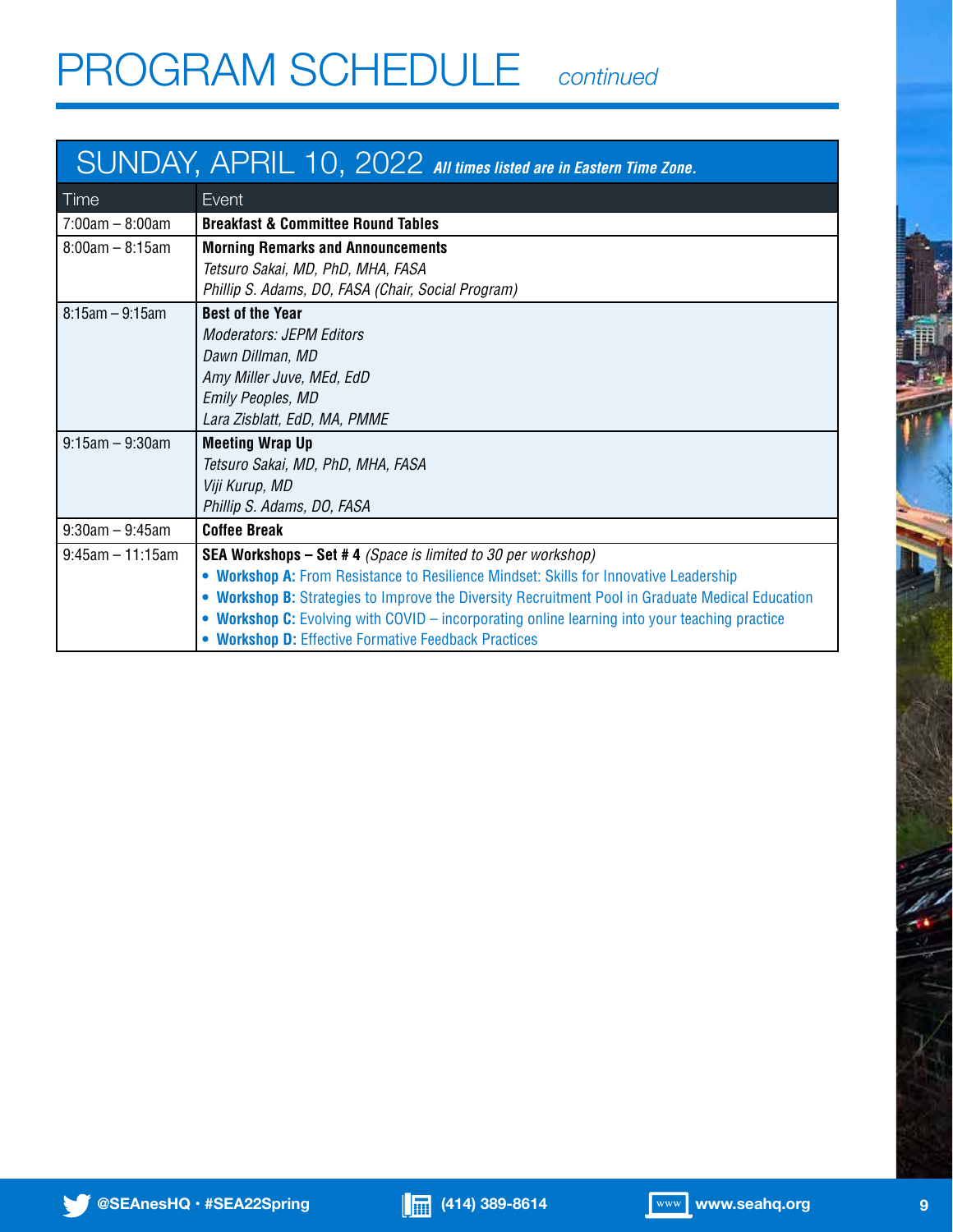# PROGRAM SCHEDULE *continued*

## SUNDAY, APRIL 10, 2022 ***All times listed are in Eastern Time Zone.***

| Time | Event |
|---|---|
| 7:00am – 8:00am | **Breakfast & Committee Round Tables** |
| 8:00am – 8:15am | **Morning Remarks and Announcements**<br>*Tetsuro Sakai, MD, PhD, MHA, FASA*<br>*Phillip S. Adams, DO, FASA (Chair, Social Program)* |
| 8:15am – 9:15am | **Best of the Year**<br>*Moderators: JEPM Editors*<br>*Dawn Dillman, MD*<br>*Amy Miller Juve, MEd, EdD*<br>*Emily Peoples, MD*<br>*Lara Zisblatt, EdD, MA, PMME* |
| 9:15am – 9:30am | **Meeting Wrap Up**<br>*Tetsuro Sakai, MD, PhD, MHA, FASA*<br>*Viji Kurup, MD*<br>*Phillip S. Adams, DO, FASA* |
| 9:30am – 9:45am | **Coffee Break** |
| 9:45am – 11:15am | **SEA Workshops – Set # 4** *(Space is limited to 30 per workshop)*<br>• **Workshop A:** From Resistance to Resilience Mindset: Skills for Innovative Leadership<br>• **Workshop B:** Strategies to Improve the Diversity Recruitment Pool in Graduate Medical Education<br>• **Workshop C:** Evolving with COVID – incorporating online learning into your teaching practice<br>• **Workshop D:** Effective Formative Feedback Practices |

@SEAnesHQ • #SEA22Spring (414) 389-8614 www.seahq.org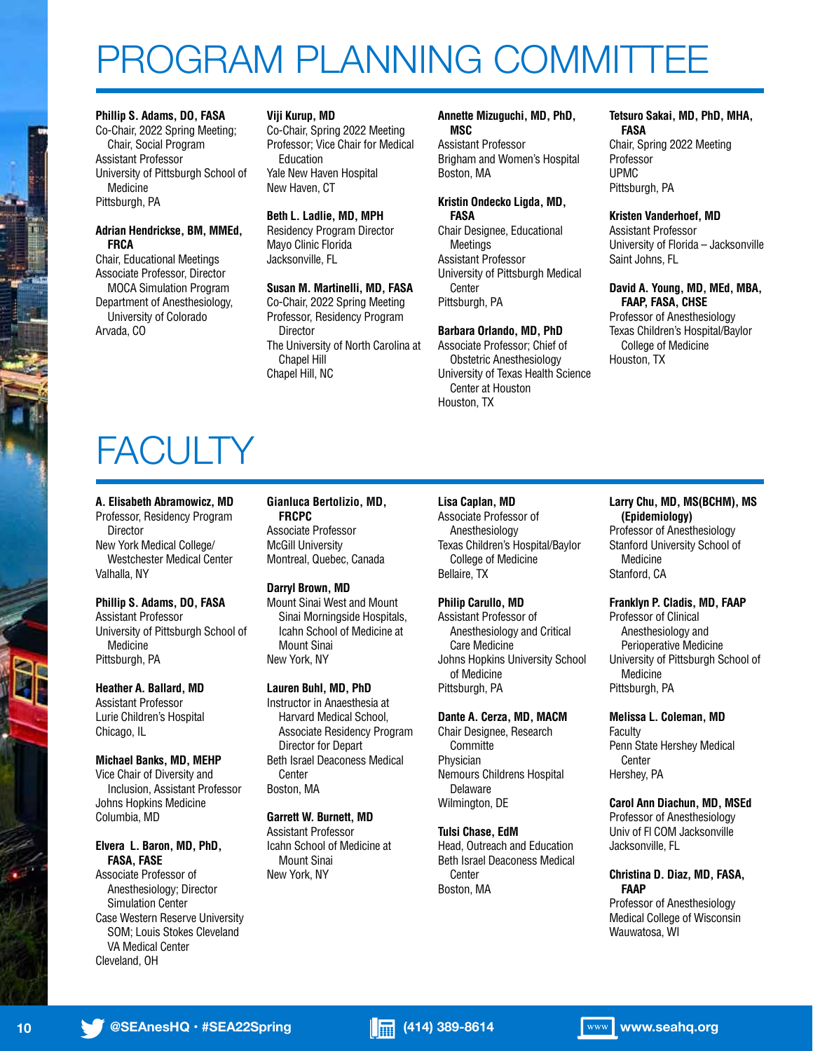# PROGRAM PLANNING COMMITTEE

**Phillip S. Adams, DO, FASA**
Co-Chair, 2022 Spring Meeting; Chair, Social Program
Assistant Professor
University of Pittsburgh School of Medicine
Pittsburgh, PA

**Adrian Hendrickse, BM, MMEd, FRCA**
Chair, Educational Meetings
Associate Professor, Director MOCA Simulation Program
Department of Anesthesiology, University of Colorado
Arvada, CO

**Viji Kurup, MD**
Co-Chair, Spring 2022 Meeting
Professor; Vice Chair for Medical Education
Yale New Haven Hospital
New Haven, CT

**Beth L. Ladlie, MD, MPH**
Residency Program Director
Mayo Clinic Florida
Jacksonville, FL

**Susan M. Martinelli, MD, FASA**
Co-Chair, 2022 Spring Meeting
Professor, Residency Program Director
The University of North Carolina at Chapel Hill
Chapel Hill, NC

**Annette Mizuguchi, MD, PhD, MSC**
Assistant Professor
Brigham and Women's Hospital
Boston, MA

**Kristin Ondecko Ligda, MD, FASA**
Chair Designee, Educational Meetings
Assistant Professor
University of Pittsburgh Medical Center
Pittsburgh, PA

**Barbara Orlando, MD, PhD**
Associate Professor; Chief of Obstetric Anesthesiology
University of Texas Health Science Center at Houston
Houston, TX

**Tetsuro Sakai, MD, PhD, MHA, FASA**
Chair, Spring 2022 Meeting
Professor
UPMC
Pittsburgh, PA

**Kristen Vanderhoef, MD**
Assistant Professor
University of Florida – Jacksonville
Saint Johns, FL

**David A. Young, MD, MEd, MBA, FAAP, FASA, CHSE**
Professor of Anesthesiology
Texas Children's Hospital/Baylor College of Medicine
Houston, TX

# FACULTY

**A. Elisabeth Abramowicz, MD**
Professor, Residency Program Director
New York Medical College/ Westchester Medical Center
Valhalla, NY

**Phillip S. Adams, DO, FASA**
Assistant Professor
University of Pittsburgh School of Medicine
Pittsburgh, PA

**Heather A. Ballard, MD**
Assistant Professor
Lurie Children's Hospital
Chicago, IL

**Michael Banks, MD, MEHP**
Vice Chair of Diversity and Inclusion, Assistant Professor
Johns Hopkins Medicine
Columbia, MD

**Elvera L. Baron, MD, PhD, FASA, FASE**
Associate Professor of Anesthesiology; Director Simulation Center
Case Western Reserve University SOM; Louis Stokes Cleveland VA Medical Center
Cleveland, OH

**Gianluca Bertolizio, MD, FRCPC**
Associate Professor
McGill University
Montreal, Quebec, Canada

**Darryl Brown, MD**
Mount Sinai West and Mount Sinai Morningside Hospitals, Icahn School of Medicine at Mount Sinai
New York, NY

**Lauren Buhl, MD, PhD**
Instructor in Anaesthesia at Harvard Medical School, Associate Residency Program Director for Depart
Beth Israel Deaconess Medical Center
Boston, MA

**Garrett W. Burnett, MD**
Assistant Professor
Icahn School of Medicine at Mount Sinai
New York, NY

**Lisa Caplan, MD**
Associate Professor of Anesthesiology
Texas Children's Hospital/Baylor College of Medicine
Bellaire, TX

**Philip Carullo, MD**
Assistant Professor of Anesthesiology and Critical Care Medicine
Johns Hopkins University School of Medicine
Pittsburgh, PA

**Dante A. Cerza, MD, MACM**
Chair Designee, Research Committe
Physician
Nemours Childrens Hospital Delaware
Wilmington, DE

**Tulsi Chase, EdM**
Head, Outreach and Education
Beth Israel Deaconess Medical Center
Boston, MA

**Larry Chu, MD, MS(BCHM), MS (Epidemiology)**
Professor of Anesthesiology
Stanford University School of Medicine
Stanford, CA

**Franklyn P. Cladis, MD, FAAP**
Professor of Clinical Anesthesiology and Perioperative Medicine
University of Pittsburgh School of Medicine
Pittsburgh, PA

**Melissa L. Coleman, MD**
Faculty
Penn State Hershey Medical Center
Hershey, PA

**Carol Ann Diachun, MD, MSEd**
Professor of Anesthesiology
Univ of Fl COM Jacksonville
Jacksonville, FL

**Christina D. Diaz, MD, FASA, FAAP**
Professor of Anesthesiology
Medical College of Wisconsin
Wauwatosa, WI

@SEAnesHQ • #SEA22Spring · (414) 389-8614 · www.seahq.org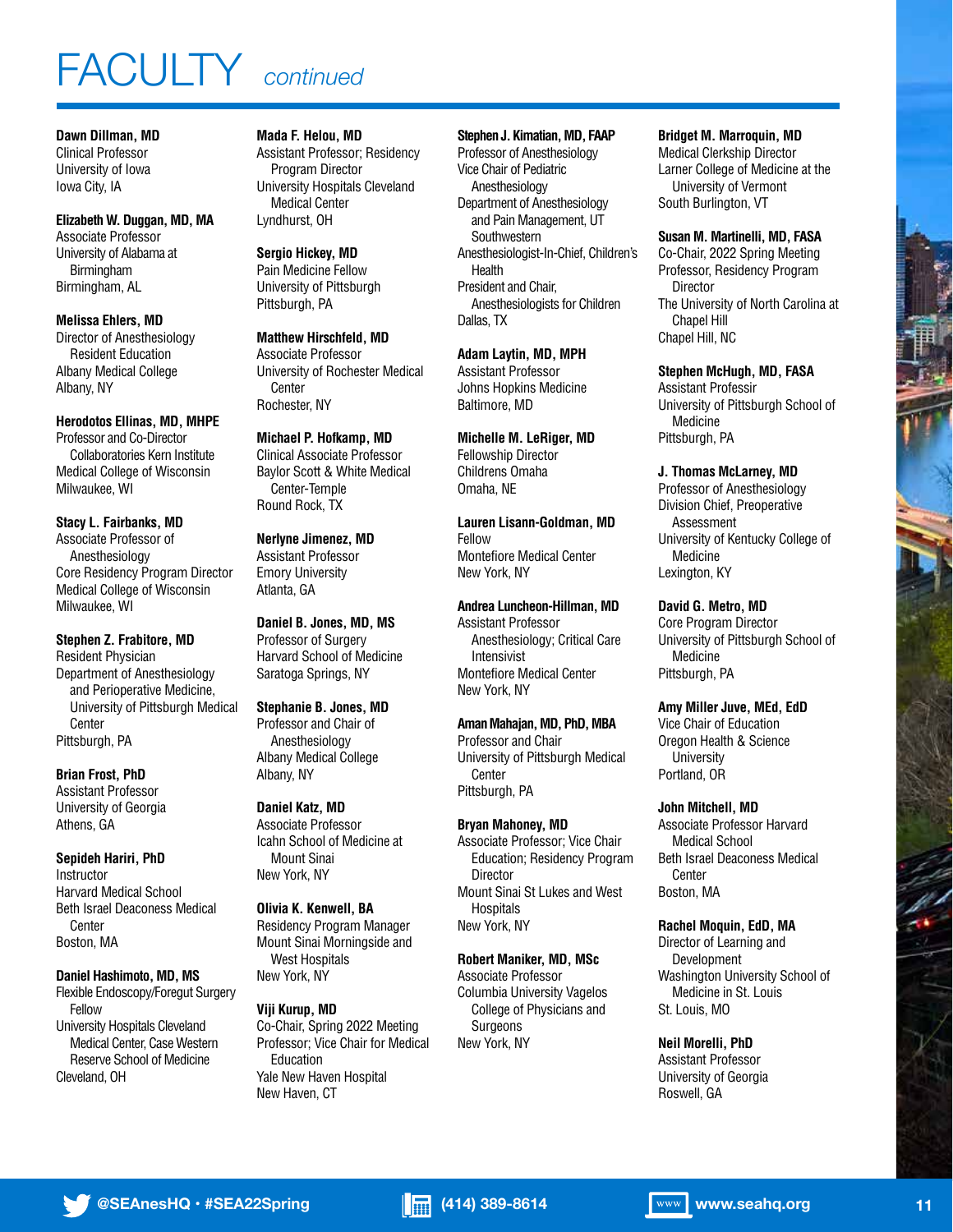# FACULTY *continued*

**Dawn Dillman, MD**
Clinical Professor
University of Iowa
Iowa City, IA

**Elizabeth W. Duggan, MD, MA**
Associate Professor
University of Alabama at Birmingham
Birmingham, AL

**Melissa Ehlers, MD**
Director of Anesthesiology Resident Education
Albany Medical College
Albany, NY

**Herodotos Ellinas, MD, MHPE**
Professor and Co-Director Collaboratories Kern Institute
Medical College of Wisconsin
Milwaukee, WI

**Stacy L. Fairbanks, MD**
Associate Professor of Anesthesiology
Core Residency Program Director
Medical College of Wisconsin
Milwaukee, WI

**Stephen Z. Frabitore, MD**
Resident Physician
Department of Anesthesiology and Perioperative Medicine, University of Pittsburgh Medical Center
Pittsburgh, PA

**Brian Frost, PhD**
Assistant Professor
University of Georgia
Athens, GA

**Sepideh Hariri, PhD**
Instructor
Harvard Medical School
Beth Israel Deaconess Medical Center
Boston, MA

**Daniel Hashimoto, MD, MS**
Flexible Endoscopy/Foregut Surgery Fellow
University Hospitals Cleveland Medical Center, Case Western Reserve School of Medicine
Cleveland, OH

**Mada F. Helou, MD**
Assistant Professor; Residency Program Director
University Hospitals Cleveland Medical Center
Lyndhurst, OH

**Sergio Hickey, MD**
Pain Medicine Fellow
University of Pittsburgh
Pittsburgh, PA

**Matthew Hirschfeld, MD**
Associate Professor
University of Rochester Medical Center
Rochester, NY

**Michael P. Hofkamp, MD**
Clinical Associate Professor
Baylor Scott & White Medical Center-Temple
Round Rock, TX

**Nerlyne Jimenez, MD**
Assistant Professor
Emory University
Atlanta, GA

**Daniel B. Jones, MD, MS**
Professor of Surgery
Harvard School of Medicine
Saratoga Springs, NY

**Stephanie B. Jones, MD**
Professor and Chair of Anesthesiology
Albany Medical College
Albany, NY

**Daniel Katz, MD**
Associate Professor
Icahn School of Medicine at Mount Sinai
New York, NY

**Olivia K. Kenwell, BA**
Residency Program Manager
Mount Sinai Morningside and West Hospitals
New York, NY

**Viji Kurup, MD**
Co-Chair, Spring 2022 Meeting
Professor; Vice Chair for Medical Education
Yale New Haven Hospital
New Haven, CT

**Stephen J. Kimatian, MD, FAAP**
Professor of Anesthesiology
Vice Chair of Pediatric Anesthesiology
Department of Anesthesiology and Pain Management, UT Southwestern
Anesthesiologist-In-Chief, Children's Health
President and Chair, Anesthesiologists for Children
Dallas, TX

**Adam Laytin, MD, MPH**
Assistant Professor
Johns Hopkins Medicine
Baltimore, MD

**Michelle M. LeRiger, MD**
Fellowship Director
Childrens Omaha
Omaha, NE

**Lauren Lisann-Goldman, MD**
Fellow
Montefiore Medical Center
New York, NY

**Andrea Luncheon-Hillman, MD**
Assistant Professor Anesthesiology; Critical Care Intensivist
Montefiore Medical Center
New York, NY

**Aman Mahajan, MD, PhD, MBA**
Professor and Chair
University of Pittsburgh Medical Center
Pittsburgh, PA

**Bryan Mahoney, MD**
Associate Professor; Vice Chair Education; Residency Program Director
Mount Sinai St Lukes and West Hospitals
New York, NY

**Robert Maniker, MD, MSc**
Associate Professor
Columbia University Vagelos College of Physicians and Surgeons
New York, NY

**Bridget M. Marroquin, MD**
Medical Clerkship Director
Larner College of Medicine at the University of Vermont
South Burlington, VT

**Susan M. Martinelli, MD, FASA**
Co-Chair, 2022 Spring Meeting
Professor, Residency Program Director
The University of North Carolina at Chapel Hill
Chapel Hill, NC

**Stephen McHugh, MD, FASA**
Assistant Professir
University of Pittsburgh School of Medicine
Pittsburgh, PA

**J. Thomas McLarney, MD**
Professor of Anesthesiology
Division Chief, Preoperative Assessment
University of Kentucky College of Medicine
Lexington, KY

**David G. Metro, MD**
Core Program Director
University of Pittsburgh School of Medicine
Pittsburgh, PA

**Amy Miller Juve, MEd, EdD**
Vice Chair of Education
Oregon Health & Science University
Portland, OR

**John Mitchell, MD**
Associate Professor Harvard Medical School
Beth Israel Deaconess Medical Center
Boston, MA

**Rachel Moquin, EdD, MA**
Director of Learning and Development
Washington University School of Medicine in St. Louis
St. Louis, MO

**Neil Morelli, PhD**
Assistant Professor
University of Georgia
Roswell, GA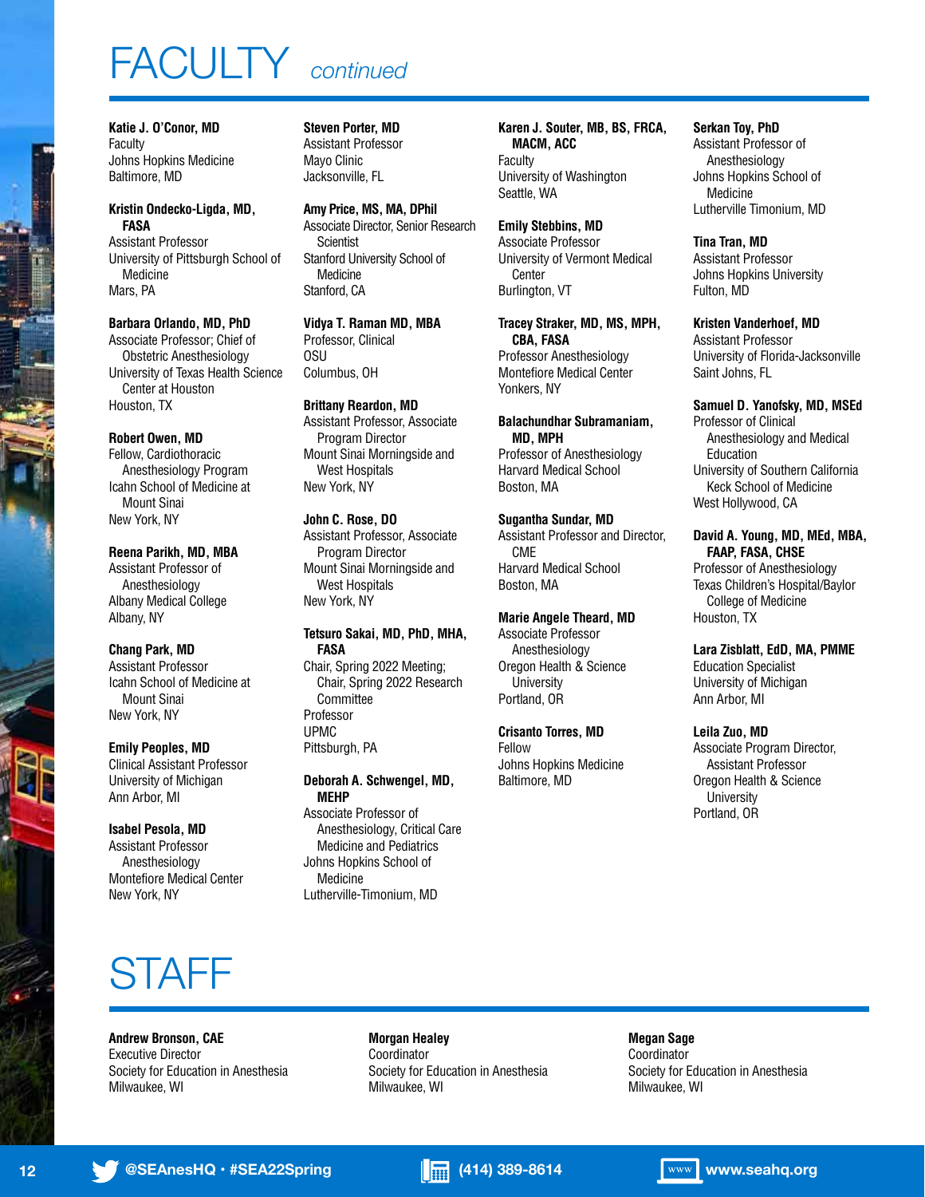# FACULTY *continued*

**Katie J. O'Conor, MD**
Faculty
Johns Hopkins Medicine
Baltimore, MD

**Kristin Ondecko-Ligda, MD, FASA**
Assistant Professor
University of Pittsburgh School of Medicine
Mars, PA

**Barbara Orlando, MD, PhD**
Associate Professor; Chief of Obstetric Anesthesiology
University of Texas Health Science Center at Houston
Houston, TX

**Robert Owen, MD**
Fellow, Cardiothoracic Anesthesiology Program
Icahn School of Medicine at Mount Sinai
New York, NY

**Reena Parikh, MD, MBA**
Assistant Professor of Anesthesiology
Albany Medical College
Albany, NY

**Chang Park, MD**
Assistant Professor
Icahn School of Medicine at Mount Sinai
New York, NY

**Emily Peoples, MD**
Clinical Assistant Professor
University of Michigan
Ann Arbor, MI

**Isabel Pesola, MD**
Assistant Professor Anesthesiology
Montefiore Medical Center
New York, NY

**Steven Porter, MD**
Assistant Professor
Mayo Clinic
Jacksonville, FL

**Amy Price, MS, MA, DPhil**
Associate Director, Senior Research Scientist
Stanford University School of Medicine
Stanford, CA

**Vidya T. Raman MD, MBA**
Professor, Clinical
OSU
Columbus, OH

**Brittany Reardon, MD**
Assistant Professor, Associate Program Director
Mount Sinai Morningside and West Hospitals
New York, NY

**John C. Rose, DO**
Assistant Professor, Associate Program Director
Mount Sinai Morningside and West Hospitals
New York, NY

**Tetsuro Sakai, MD, PhD, MHA, FASA**
Chair, Spring 2022 Meeting; Chair, Spring 2022 Research Committee
Professor
UPMC
Pittsburgh, PA

**Deborah A. Schwengel, MD, MEHP**
Associate Professor of Anesthesiology, Critical Care Medicine and Pediatrics
Johns Hopkins School of Medicine
Lutherville-Timonium, MD

**Karen J. Souter, MB, BS, FRCA, MACM, ACC**
Faculty
University of Washington
Seattle, WA

**Emily Stebbins, MD**
Associate Professor
University of Vermont Medical Center
Burlington, VT

**Tracey Straker, MD, MS, MPH, CBA, FASA**
Professor Anesthesiology
Montefiore Medical Center
Yonkers, NY

**Balachundhar Subramaniam, MD, MPH**
Professor of Anesthesiology
Harvard Medical School
Boston, MA

**Sugantha Sundar, MD**
Assistant Professor and Director, CME
Harvard Medical School
Boston, MA

**Marie Angele Theard, MD**
Associate Professor Anesthesiology
Oregon Health & Science University
Portland, OR

**Crisanto Torres, MD**
Fellow
Johns Hopkins Medicine
Baltimore, MD

**Serkan Toy, PhD**
Assistant Professor of Anesthesiology
Johns Hopkins School of Medicine
Lutherville Timonium, MD

**Tina Tran, MD**
Assistant Professor
Johns Hopkins University
Fulton, MD

**Kristen Vanderhoef, MD**
Assistant Professor
University of Florida-Jacksonville
Saint Johns, FL

**Samuel D. Yanofsky, MD, MSEd**
Professor of Clinical Anesthesiology and Medical Education
University of Southern California Keck School of Medicine
West Hollywood, CA

**David A. Young, MD, MEd, MBA, FAAP, FASA, CHSE**
Professor of Anesthesiology
Texas Children's Hospital/Baylor College of Medicine
Houston, TX

**Lara Zisblatt, EdD, MA, PMME**
Education Specialist
University of Michigan
Ann Arbor, MI

**Leila Zuo, MD**
Associate Program Director, Assistant Professor
Oregon Health & Science University
Portland, OR

# STAFF

**Andrew Bronson, CAE**
Executive Director
Society for Education in Anesthesia
Milwaukee, WI

**Morgan Healey**
Coordinator
Society for Education in Anesthesia
Milwaukee, WI

**Megan Sage**
Coordinator
Society for Education in Anesthesia
Milwaukee, WI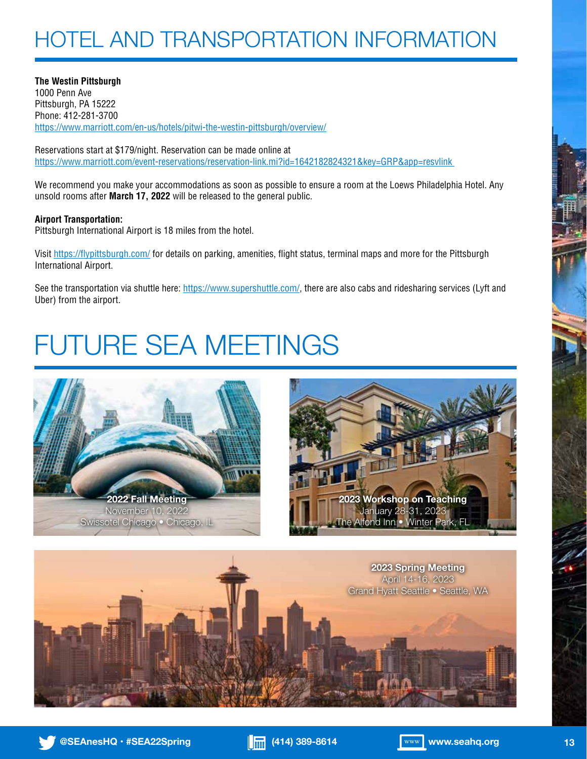# HOTEL AND TRANSPORTATION INFORMATION

**The Westin Pittsburgh**
1000 Penn Ave
Pittsburgh, PA 15222
Phone: 412-281-3700
https://www.marriott.com/en-us/hotels/pitwi-the-westin-pittsburgh/overview/

Reservations start at $179/night. Reservation can be made online at
https://www.marriott.com/event-reservations/reservation-link.mi?id=1642182824321&key=GRP&app=resvlink

We recommend you make your accommodations as soon as possible to ensure a room at the Loews Philadelphia Hotel. Any unsold rooms after **March 17, 2022** will be released to the general public.

**Airport Transportation:**
Pittsburgh International Airport is 18 miles from the hotel.

Visit https://flypittsburgh.com/ for details on parking, amenities, flight status, terminal maps and more for the Pittsburgh International Airport.

See the transportation via shuttle here: https://www.supershuttle.com/, there are also cabs and ridesharing services (Lyft and Uber) from the airport.

# FUTURE SEA MEETINGS

**2022 Fall Meeting**
November 10, 2022
Swissotel Chicago • Chicago, IL

**2023 Workshop on Teaching**
January 28-31, 2023
The Alfond Inn • Winter Park, FL

**2023 Spring Meeting**
April 14-16, 2023
Grand Hyatt Seattle • Seattle, WA

@SEAnesHQ · #SEA22Spring (414) 389-8614 www.seahq.org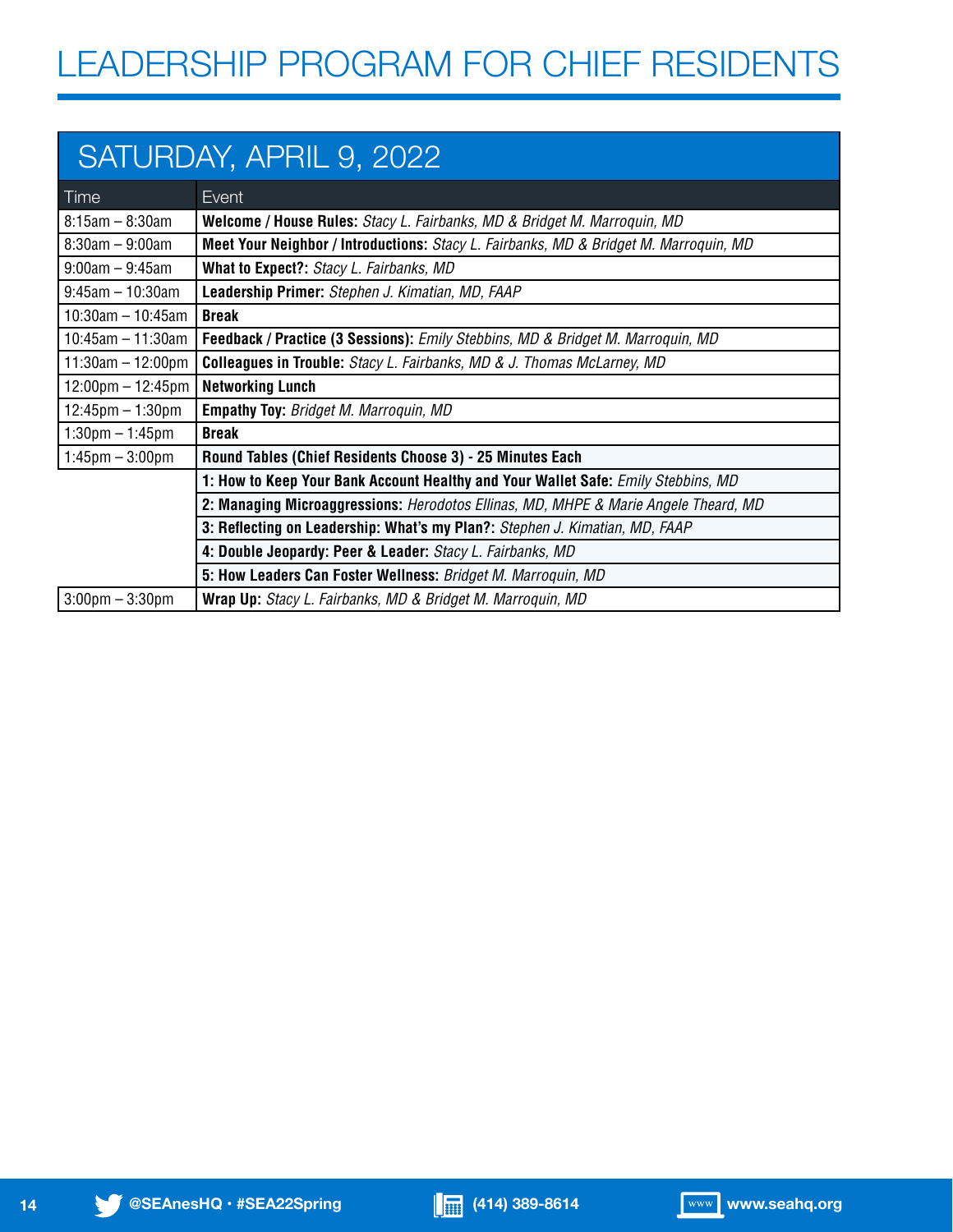# LEADERSHIP PROGRAM FOR CHIEF RESIDENTS

## SATURDAY, APRIL 9, 2022

| Time | Event |
|---|---|
| 8:15am – 8:30am | **Welcome / House Rules:** *Stacy L. Fairbanks, MD & Bridget M. Marroquin, MD* |
| 8:30am – 9:00am | **Meet Your Neighbor / Introductions:** *Stacy L. Fairbanks, MD & Bridget M. Marroquin, MD* |
| 9:00am – 9:45am | **What to Expect?:** *Stacy L. Fairbanks, MD* |
| 9:45am – 10:30am | **Leadership Primer:** *Stephen J. Kimatian, MD, FAAP* |
| 10:30am – 10:45am | **Break** |
| 10:45am – 11:30am | **Feedback / Practice (3 Sessions):** *Emily Stebbins, MD & Bridget M. Marroquin, MD* |
| 11:30am – 12:00pm | **Colleagues in Trouble:** *Stacy L. Fairbanks, MD & J. Thomas McLarney, MD* |
| 12:00pm – 12:45pm | **Networking Lunch** |
| 12:45pm – 1:30pm | **Empathy Toy:** *Bridget M. Marroquin, MD* |
| 1:30pm – 1:45pm | **Break** |
| 1:45pm – 3:00pm | **Round Tables (Chief Residents Choose 3) - 25 Minutes Each** |
| | **1: How to Keep Your Bank Account Healthy and Your Wallet Safe:** *Emily Stebbins, MD* |
| | **2: Managing Microaggressions:** *Herodotos Ellinas, MD, MHPE & Marie Angele Theard, MD* |
| | **3: Reflecting on Leadership: What's my Plan?:** *Stephen J. Kimatian, MD, FAAP* |
| | **4: Double Jeopardy: Peer & Leader:** *Stacy L. Fairbanks, MD* |
| | **5: How Leaders Can Foster Wellness:** *Bridget M. Marroquin, MD* |
| 3:00pm – 3:30pm | **Wrap Up:** *Stacy L. Fairbanks, MD & Bridget M. Marroquin, MD* |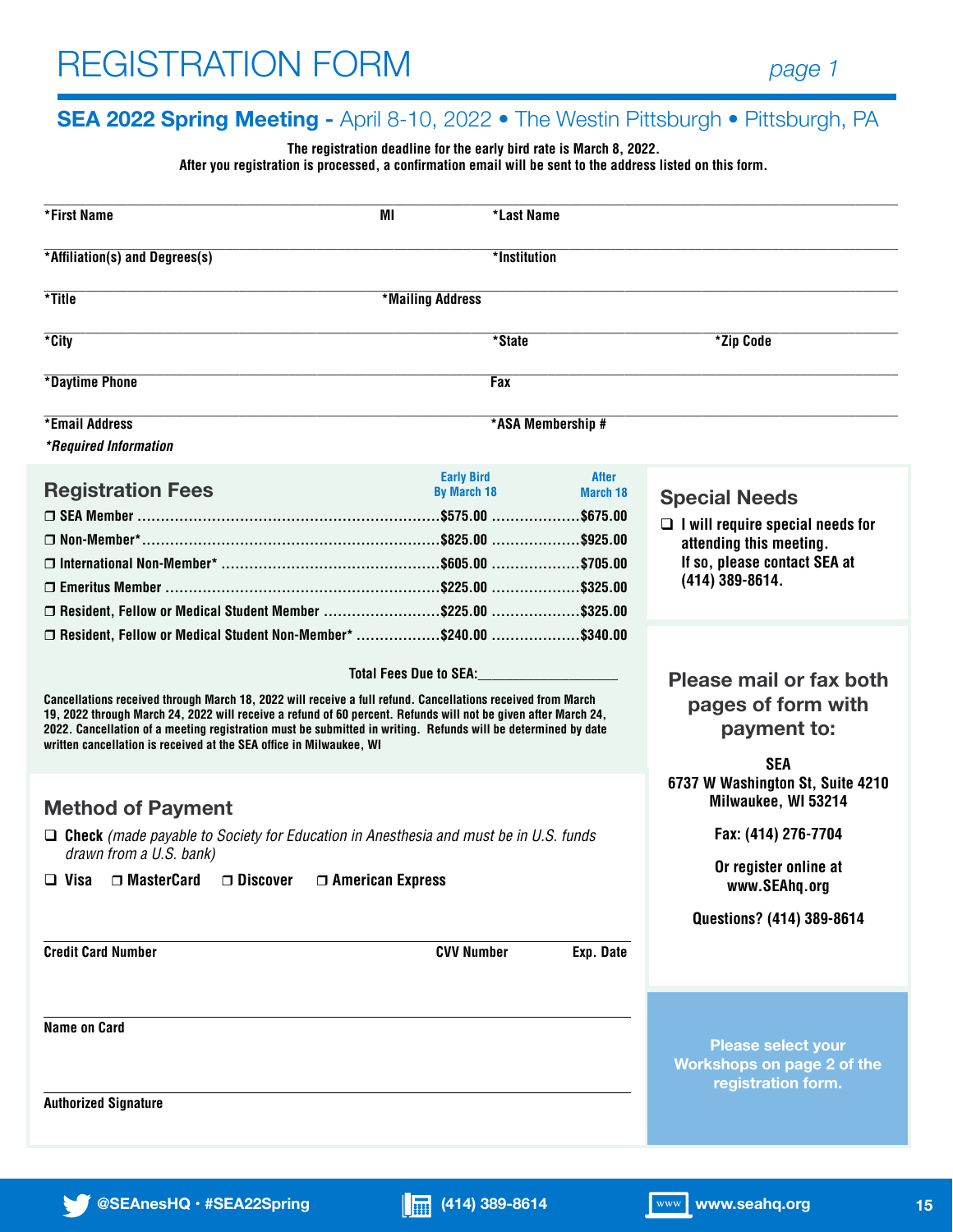# REGISTRATION FORM

page 1

## SEA 2022 Spring Meeting - April 8-10, 2022 • The Westin Pittsburgh • Pittsburgh, PA

**The registration deadline for the early bird rate is March 8, 2022.**
**After you registration is processed, a confirmation email will be sent to the address listed on this form.**

*First Name ____________ MI ____________ *Last Name ____________

*Affiliation(s) and Degrees(s) ____________ *Institution ____________

*Title ____________ *Mailing Address ____________

*City ____________ *State ____________ *Zip Code ____________

*Daytime Phone ____________ Fax ____________

*Email Address ____________ *ASA Membership # ____________

*\*Required Information*

### Registration Fees

| | Early Bird By March 18 | After March 18 |
|---|---|---|
| ❒ SEA Member | $575.00 | $675.00 |
| ❒ Non-Member* | $825.00 | $925.00 |
| ❒ International Non-Member* | $605.00 | $705.00 |
| ❒ Emeritus Member | $225.00 | $325.00 |
| ❒ Resident, Fellow or Medical Student Member | $225.00 | $325.00 |
| ❒ Resident, Fellow or Medical Student Non-Member* | $240.00 | $340.00 |

**Total Fees Due to SEA:** ____________

**Cancellations received through March 18, 2022 will receive a full refund. Cancellations received from March 19, 2022 through March 24, 2022 will receive a refund of 60 percent. Refunds will not be given after March 24, 2022. Cancellation of a meeting registration must be submitted in writing. Refunds will be determined by date written cancellation is received at the SEA office in Milwaukee, WI**

### Special Needs

❑ **I will require special needs for attending this meeting. If so, please contact SEA at (414) 389-8614.**

### Method of Payment

❑ **Check** *(made payable to Society for Education in Anesthesia and must be in U.S. funds drawn from a U.S. bank)*

❑ **Visa** ❒ **MasterCard** ❒ **Discover** ❒ **American Express**

Credit Card Number ____________ CVV Number ____________ Exp. Date ____________

Name on Card ____________

Authorized Signature ____________

### Please mail or fax both pages of form with payment to:

**SEA**
**6737 W Washington St, Suite 4210**
**Milwaukee, WI 53214**

**Fax: (414) 276-7704**

**Or register online at www.SEAhq.org**

**Questions? (414) 389-8614**

**Please select your Workshops on page 2 of the registration form.**

@SEAnesHQ · #SEA22Spring (414) 389-8614 www.seahq.org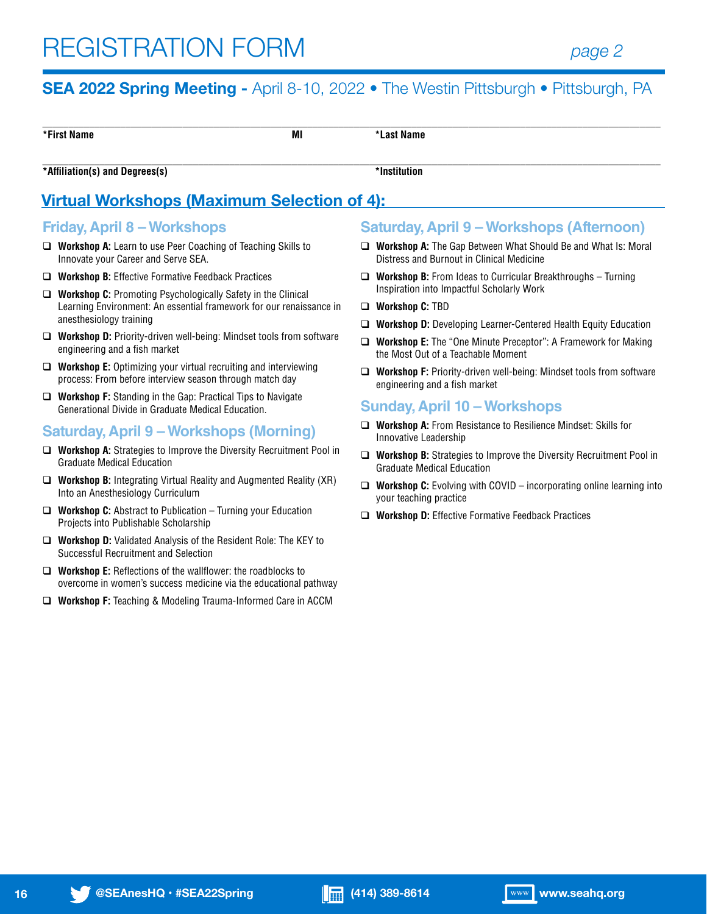# REGISTRATION FORM

*page 2*

## SEA 2022 Spring Meeting - April 8-10, 2022 • The Westin Pittsburgh • Pittsburgh, PA

**\*First Name** ________________ **MI** ____ **\*Last Name** ________________

**\*Affiliation(s) and Degrees(s)** ________________ **\*Institution** ________________

## Virtual Workshops (Maximum Selection of 4):

### Friday, April 8 – Workshops

- ❑ **Workshop A:** Learn to use Peer Coaching of Teaching Skills to Innovate your Career and Serve SEA.
- ❑ **Workshop B:** Effective Formative Feedback Practices
- ❑ **Workshop C:** Promoting Psychologically Safety in the Clinical Learning Environment: An essential framework for our renaissance in anesthesiology training
- ❑ **Workshop D:** Priority-driven well-being: Mindset tools from software engineering and a fish market
- ❑ **Workshop E:** Optimizing your virtual recruiting and interviewing process: From before interview season through match day
- ❑ **Workshop F:** Standing in the Gap: Practical Tips to Navigate Generational Divide in Graduate Medical Education.

### Saturday, April 9 – Workshops (Morning)

- ❑ **Workshop A:** Strategies to Improve the Diversity Recruitment Pool in Graduate Medical Education
- ❑ **Workshop B:** Integrating Virtual Reality and Augmented Reality (XR) Into an Anesthesiology Curriculum
- ❑ **Workshop C:** Abstract to Publication – Turning your Education Projects into Publishable Scholarship
- ❑ **Workshop D:** Validated Analysis of the Resident Role: The KEY to Successful Recruitment and Selection
- ❑ **Workshop E:** Reflections of the wallflower: the roadblocks to overcome in women's success medicine via the educational pathway
- ❑ **Workshop F:** Teaching & Modeling Trauma-Informed Care in ACCM

### Saturday, April 9 – Workshops (Afternoon)

- ❑ **Workshop A:** The Gap Between What Should Be and What Is: Moral Distress and Burnout in Clinical Medicine
- ❑ **Workshop B:** From Ideas to Curricular Breakthroughs – Turning Inspiration into Impactful Scholarly Work
- ❑ **Workshop C:** TBD
- ❑ **Workshop D:** Developing Learner-Centered Health Equity Education
- ❑ **Workshop E:** The "One Minute Preceptor": A Framework for Making the Most Out of a Teachable Moment
- ❑ **Workshop F:** Priority-driven well-being: Mindset tools from software engineering and a fish market

### Sunday, April 10 – Workshops

- ❑ **Workshop A:** From Resistance to Resilience Mindset: Skills for Innovative Leadership
- ❑ **Workshop B:** Strategies to Improve the Diversity Recruitment Pool in Graduate Medical Education
- ❑ **Workshop C:** Evolving with COVID – incorporating online learning into your teaching practice
- ❑ **Workshop D:** Effective Formative Feedback Practices

@SEAnesHQ • #SEA22Spring (414) 389-8614 www.seahq.org